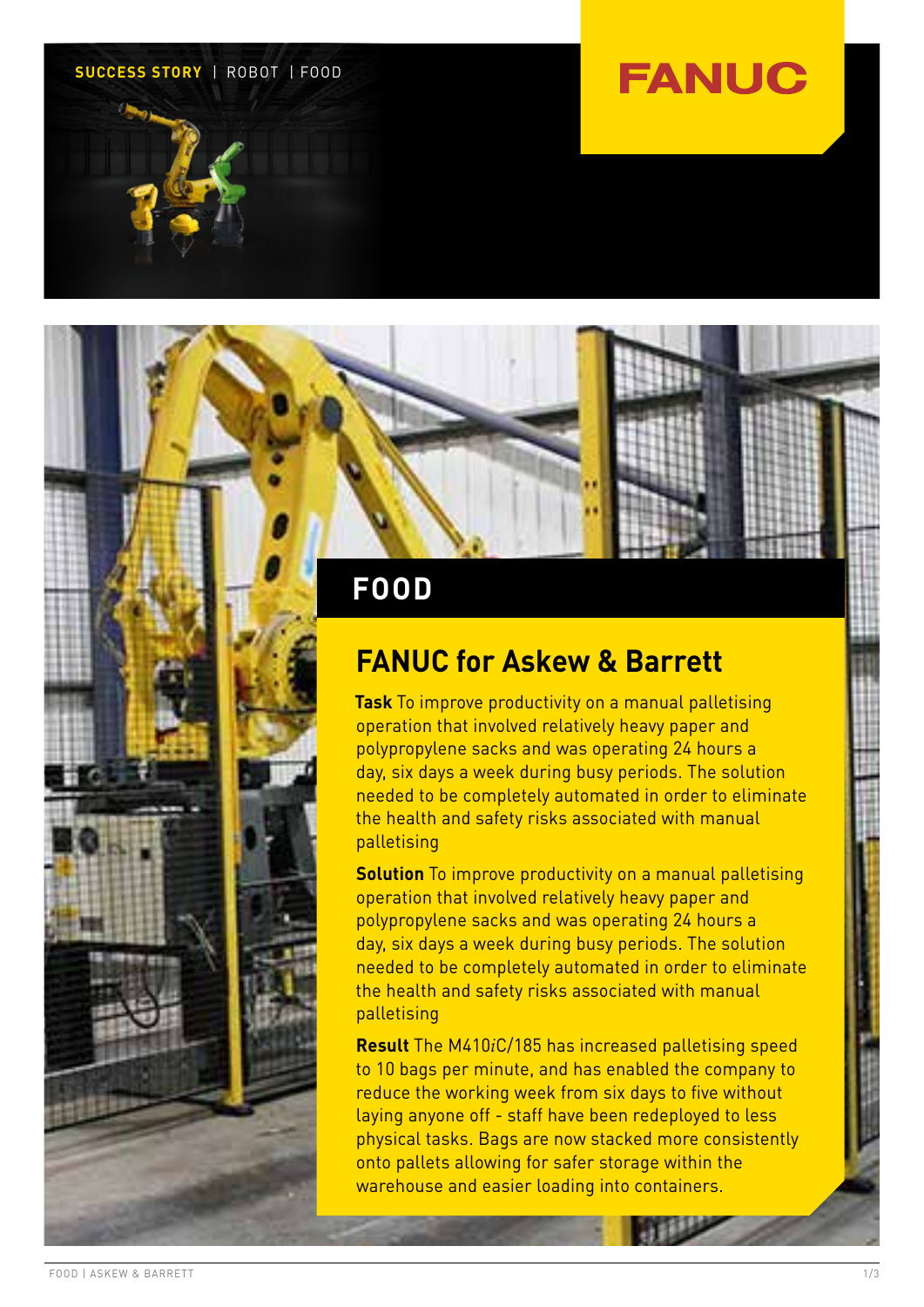SUCCESS STORY | ROBOT | FOOD

FANUC

## FOOD

# FANUC for Askew & Barrett

**Task** To improve productivity on a manual palletising operation that involved relatively heavy paper and polypropylene sacks and was operating 24 hours a day, six days a week during busy periods. The solution needed to be completely automated in order to eliminate the health and safety risks associated with manual palletising

**Solution** To improve productivity on a manual palletising operation that involved relatively heavy paper and polypropylene sacks and was operating 24 hours a day, six days a week during busy periods. The solution needed to be completely automated in order to eliminate the health and safety risks associated with manual palletising

**Result** The M410*i*C/185 has increased palletising speed to 10 bags per minute, and has enabled the company to reduce the working week from six days to five without laying anyone off - staff have been redeployed to less physical tasks. Bags are now stacked more consistently onto pallets allowing for safer storage within the warehouse and easier loading into containers.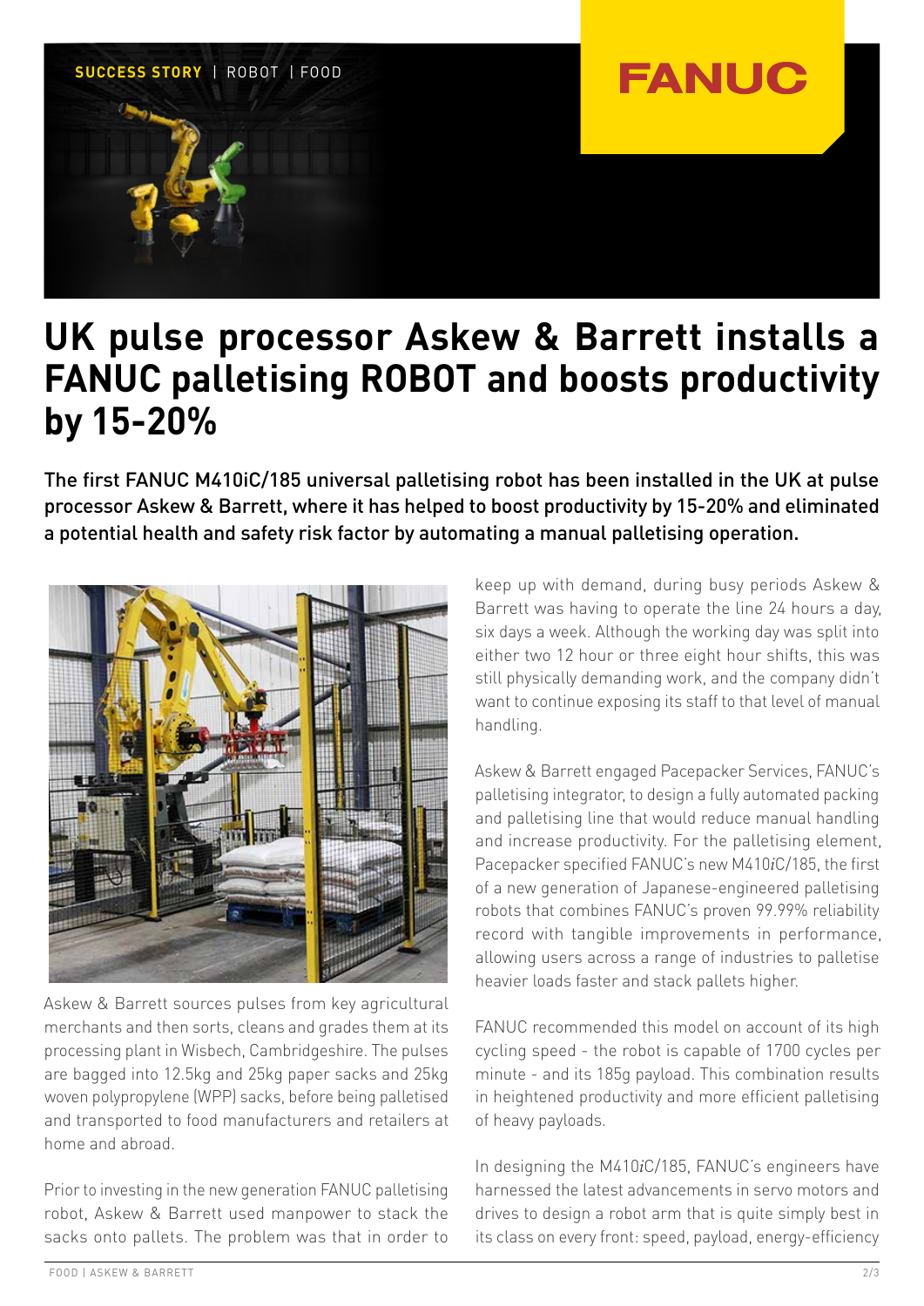SUCCESS STORY | ROBOT | FOOD

# UK pulse processor Askew & Barrett installs a FANUC palletising ROBOT and boosts productivity by 15-20%

The first FANUC M410iC/185 universal palletising robot has been installed in the UK at pulse processor Askew & Barrett, where it has helped to boost productivity by 15-20% and eliminated a potential health and safety risk factor by automating a manual palletising operation.

Askew & Barrett sources pulses from key agricultural merchants and then sorts, cleans and grades them at its processing plant in Wisbech, Cambridgeshire. The pulses are bagged into 12.5kg and 25kg paper sacks and 25kg woven polypropylene (WPP) sacks, before being palletised and transported to food manufacturers and retailers at home and abroad.

Prior to investing in the new generation FANUC palletising robot, Askew & Barrett used manpower to stack the sacks onto pallets. The problem was that in order to keep up with demand, during busy periods Askew & Barrett was having to operate the line 24 hours a day, six days a week. Although the working day was split into either two 12 hour or three eight hour shifts, this was still physically demanding work, and the company didn't want to continue exposing its staff to that level of manual handling.

Askew & Barrett engaged Pacepacker Services, FANUC's palletising integrator, to design a fully automated packing and palletising line that would reduce manual handling and increase productivity. For the palletising element, Pacepacker specified FANUC's new M410*i*C/185, the first of a new generation of Japanese-engineered palletising robots that combines FANUC's proven 99.99% reliability record with tangible improvements in performance, allowing users across a range of industries to palletise heavier loads faster and stack pallets higher.

FANUC recommended this model on account of its high cycling speed - the robot is capable of 1700 cycles per minute - and its 185g payload. This combination results in heightened productivity and more efficient palletising of heavy payloads.

In designing the M410*i*C/185, FANUC's engineers have harnessed the latest advancements in servo motors and drives to design a robot arm that is quite simply best in its class on every front: speed, payload, energy-efficiency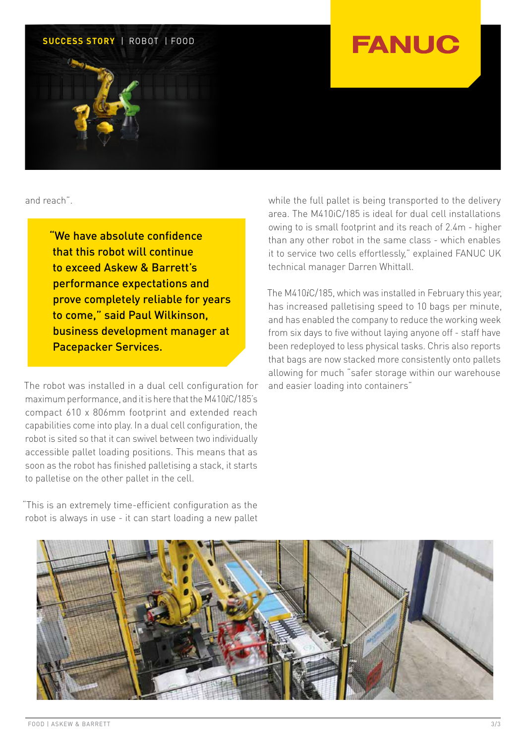and reach".

> "We have absolute confidence that this robot will continue to exceed Askew & Barrett's performance expectations and prove completely reliable for years to come," said Paul Wilkinson, business development manager at Pacepacker Services.

The robot was installed in a dual cell configuration for maximum performance, and it is here that the M410*i*C/185's compact 610 x 806mm footprint and extended reach capabilities come into play. In a dual cell configuration, the robot is sited so that it can swivel between two individually accessible pallet loading positions. This means that as soon as the robot has finished palletising a stack, it starts to palletise on the other pallet in the cell.

"This is an extremely time-efficient configuration as the robot is always in use - it can start loading a new pallet while the full pallet is being transported to the delivery area. The M410iC/185 is ideal for dual cell installations owing to is small footprint and its reach of 2.4m - higher than any other robot in the same class - which enables it to service two cells effortlessly," explained FANUC UK technical manager Darren Whittall.

The M410*i*C/185, which was installed in February this year, has increased palletising speed to 10 bags per minute, and has enabled the company to reduce the working week from six days to five without laying anyone off - staff have been redeployed to less physical tasks. Chris also reports that bags are now stacked more consistently onto pallets allowing for much "safer storage within our warehouse and easier loading into containers"